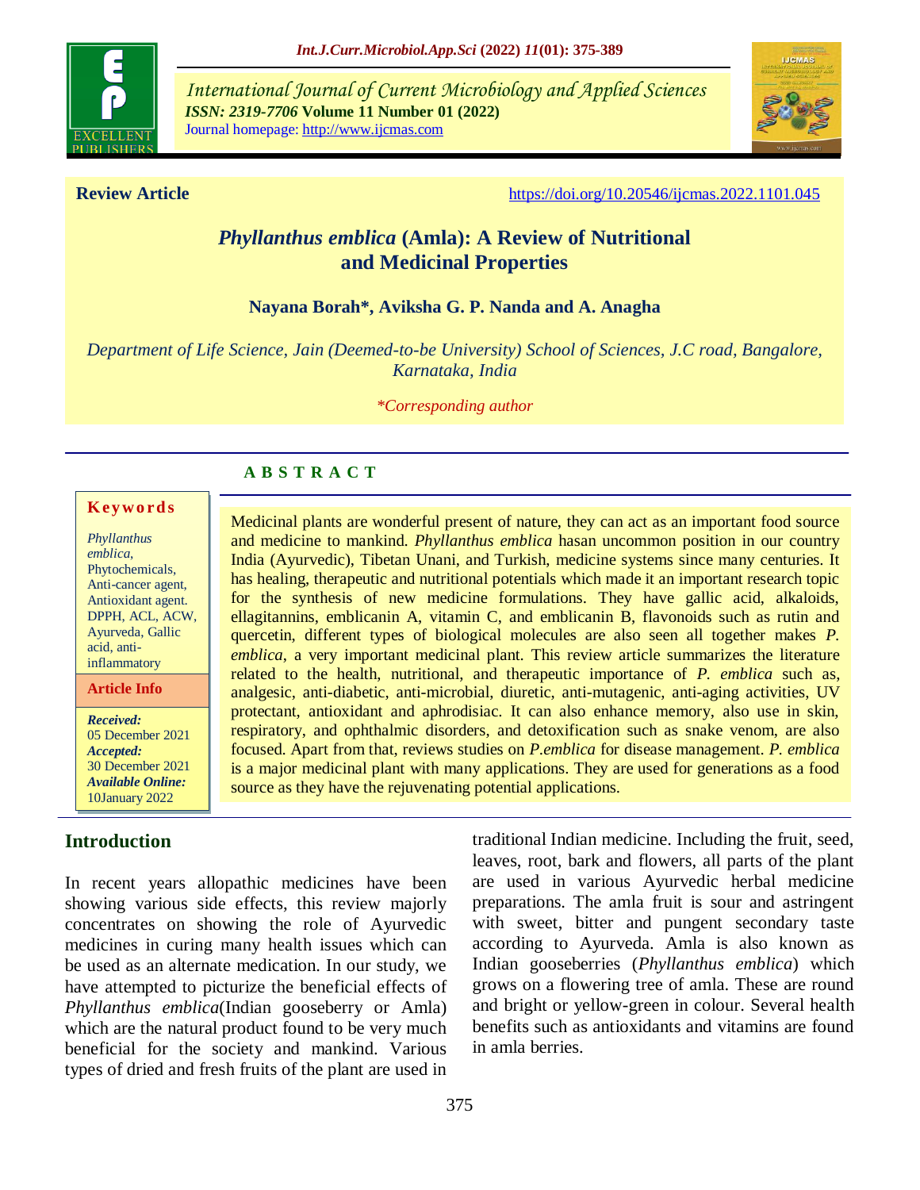International Journal of Current Microbiology and Applied Sciences
*ISSN: 2319-7706* **Volume 11 Number 01 (2022)**
Journal homepage: http://www.ijcmas.com

**Review Article** https://doi.org/10.20546/ijcmas.2022.1101.045

# *Phyllanthus emblica* (Amla): A Review of Nutritional and Medicinal Properties

**Nayana Borah\*, Aviksha G. P. Nanda and A. Anagha**

*Department of Life Science, Jain (Deemed-to-be University) School of Sciences, J.C road, Bangalore, Karnataka, India*

*\*Corresponding author*

## A B S T R A C T

**Keywords**

*Phyllanthus emblica*, Phytochemicals, Anti-cancer agent, Antioxidant agent. DPPH, ACL, ACW, Ayurveda, Gallic acid, anti-inflammatory

**Article Info**

***Received:*** 05 December 2021
***Accepted:*** 30 December 2021
***Available Online:*** 10January 2022

Medicinal plants are wonderful present of nature, they can act as an important food source and medicine to mankind. *Phyllanthus emblica* hasan uncommon position in our country India (Ayurvedic), Tibetan Unani, and Turkish, medicine systems since many centuries. It has healing, therapeutic and nutritional potentials which made it an important research topic for the synthesis of new medicine formulations. They have gallic acid, alkaloids, ellagitannins, emblicanin A, vitamin C, and emblicanin B, flavonoids such as rutin and quercetin, different types of biological molecules are also seen all together makes *P. emblica*, a very important medicinal plant. This review article summarizes the literature related to the health, nutritional, and therapeutic importance of *P. emblica* such as, analgesic, anti-diabetic, anti-microbial, diuretic, anti-mutagenic, anti-aging activities, UV protectant, antioxidant and aphrodisiac. It can also enhance memory, also use in skin, respiratory, and ophthalmic disorders, and detoxification such as snake venom, are also focused. Apart from that, reviews studies on *P.emblica* for disease management. *P. emblica* is a major medicinal plant with many applications. They are used for generations as a food source as they have the rejuvenating potential applications.

## Introduction

In recent years allopathic medicines have been showing various side effects, this review majorly concentrates on showing the role of Ayurvedic medicines in curing many health issues which can be used as an alternate medication. In our study, we have attempted to picturize the beneficial effects of *Phyllanthus emblica*(Indian gooseberry or Amla) which are the natural product found to be very much beneficial for the society and mankind. Various types of dried and fresh fruits of the plant are used in traditional Indian medicine. Including the fruit, seed, leaves, root, bark and flowers, all parts of the plant are used in various Ayurvedic herbal medicine preparations. The amla fruit is sour and astringent with sweet, bitter and pungent secondary taste according to Ayurveda. Amla is also known as Indian gooseberries (*Phyllanthus emblica*) which grows on a flowering tree of amla. These are round and bright or yellow-green in colour. Several health benefits such as antioxidants and vitamins are found in amla berries.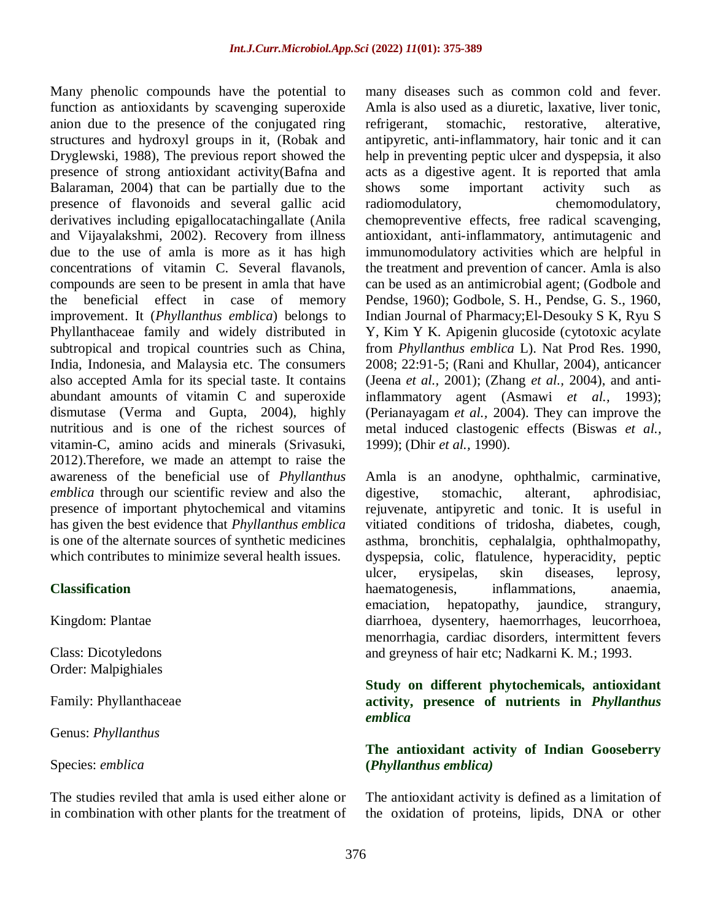Many phenolic compounds have the potential to function as antioxidants by scavenging superoxide anion due to the presence of the conjugated ring structures and hydroxyl groups in it, (Robak and Dryglewski, 1988), The previous report showed the presence of strong antioxidant activity(Bafna and Balaraman, 2004) that can be partially due to the presence of flavonoids and several gallic acid derivatives including epigallocatachingallate (Anila and Vijayalakshmi, 2002). Recovery from illness due to the use of amla is more as it has high concentrations of vitamin C. Several flavanols, compounds are seen to be present in amla that have the beneficial effect in case of memory improvement. It (*Phyllanthus emblica*) belongs to Phyllanthaceae family and widely distributed in subtropical and tropical countries such as China, India, Indonesia, and Malaysia etc. The consumers also accepted Amla for its special taste. It contains abundant amounts of vitamin C and superoxide dismutase (Verma and Gupta, 2004), highly nutritious and is one of the richest sources of vitamin-C, amino acids and minerals (Srivasuki, 2012).Therefore, we made an attempt to raise the awareness of the beneficial use of *Phyllanthus emblica* through our scientific review and also the presence of important phytochemical and vitamins has given the best evidence that *Phyllanthus emblica* is one of the alternate sources of synthetic medicines which contributes to minimize several health issues.

## Classification

Kingdom: Plantae

Class: Dicotyledons
Order: Malpighiales

Family: Phyllanthaceae

Genus: *Phyllanthus*

Species: *emblica*

The studies reviled that amla is used either alone or in combination with other plants for the treatment of many diseases such as common cold and fever. Amla is also used as a diuretic, laxative, liver tonic, refrigerant, stomachic, restorative, alterative, antipyretic, anti-inflammatory, hair tonic and it can help in preventing peptic ulcer and dyspepsia, it also acts as a digestive agent. It is reported that amla shows some important activity such as radiomodulatory, chemomodulatory, chemopreventive effects, free radical scavenging, antioxidant, anti-inflammatory, antimutagenic and immunomodulatory activities which are helpful in the treatment and prevention of cancer. Amla is also can be used as an antimicrobial agent; (Godbole and Pendse, 1960); Godbole, S. H., Pendse, G. S., 1960, Indian Journal of Pharmacy;El-Desouky S K, Ryu S Y, Kim Y K. Apigenin glucoside (cytotoxic acylate from *Phyllanthus emblica* L). Nat Prod Res. 1990, 2008; 22:91-5; (Rani and Khullar, 2004), anticancer (Jeena *et al.,* 2001); (Zhang *et al.,* 2004), and anti-inflammatory agent (Asmawi *et al.,* 1993); (Perianayagam *et al.,* 2004). They can improve the metal induced clastogenic effects (Biswas *et al.,* 1999); (Dhir *et al.,* 1990).

Amla is an anodyne, ophthalmic, carminative, digestive, stomachic, alterant, aphrodisiac, rejuvenate, antipyretic and tonic. It is useful in vitiated conditions of tridosha, diabetes, cough, asthma, bronchitis, cephalalgia, ophthalmopathy, dyspepsia, colic, flatulence, hyperacidity, peptic ulcer, erysipelas, skin diseases, leprosy, haematogenesis, inflammations, anaemia, emaciation, hepatopathy, jaundice, strangury, diarrhoea, dysentery, haemorrhages, leucorrhoea, menorrhagia, cardiac disorders, intermittent fevers and greyness of hair etc; Nadkarni K. M.; 1993.

## Study on different phytochemicals, antioxidant activity, presence of nutrients in *Phyllanthus emblica*

### The antioxidant activity of Indian Gooseberry (*Phyllanthus emblica)*

The antioxidant activity is defined as a limitation of the oxidation of proteins, lipids, DNA or other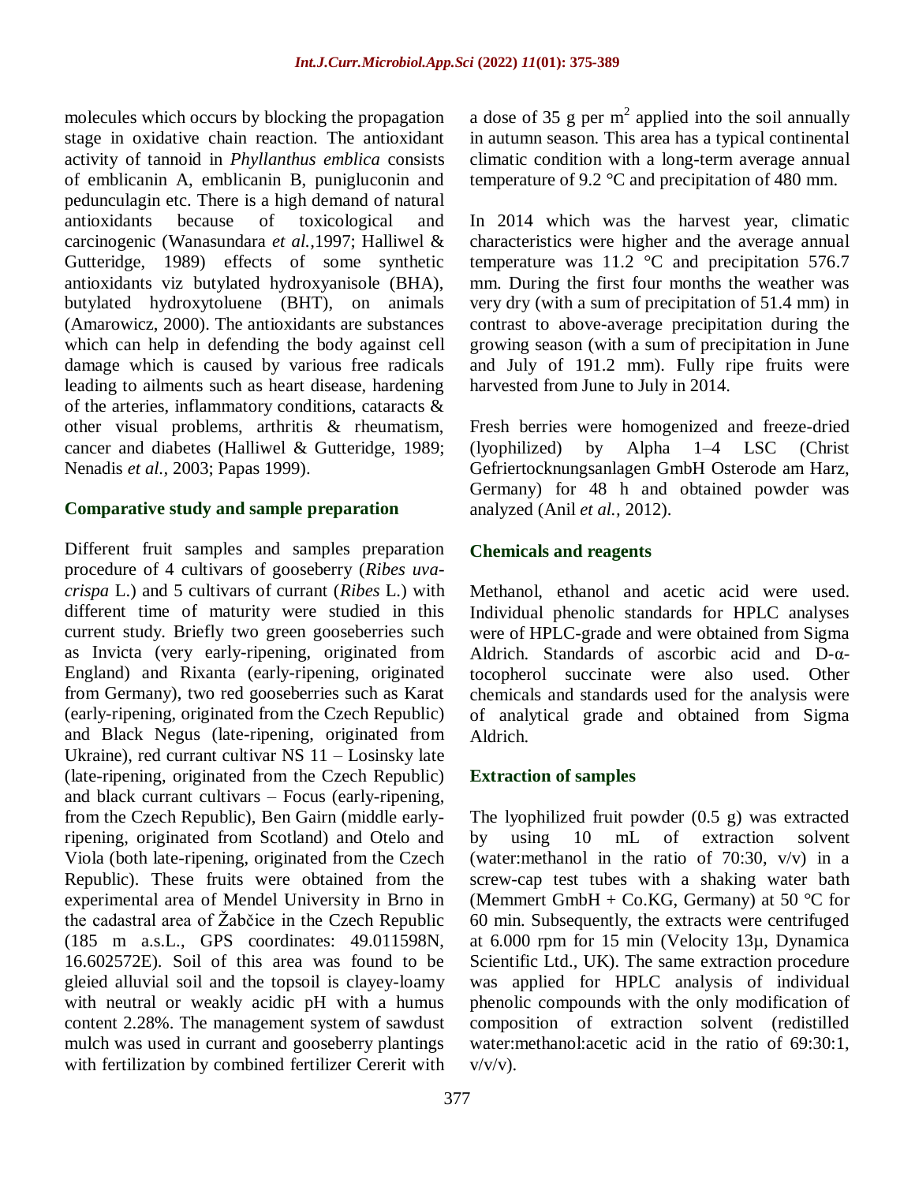molecules which occurs by blocking the propagation stage in oxidative chain reaction. The antioxidant activity of tannoid in *Phyllanthus emblica* consists of emblicanin A, emblicanin B, punigluconin and pedunculagin etc. There is a high demand of natural antioxidants because of toxicological and carcinogenic (Wanasundara *et al.,*1997; Halliwel & Gutteridge, 1989) effects of some synthetic antioxidants viz butylated hydroxyanisole (BHA), butylated hydroxytoluene (BHT), on animals (Amarowicz, 2000). The antioxidants are substances which can help in defending the body against cell damage which is caused by various free radicals leading to ailments such as heart disease, hardening of the arteries, inflammatory conditions, cataracts & other visual problems, arthritis & rheumatism, cancer and diabetes (Halliwel & Gutteridge, 1989; Nenadis *et al.,* 2003; Papas 1999).

## Comparative study and sample preparation

Different fruit samples and samples preparation procedure of 4 cultivars of gooseberry (*Ribes uva-crispa* L.) and 5 cultivars of currant (*Ribes* L.) with different time of maturity were studied in this current study. Briefly two green gooseberries such as Invicta (very early-ripening, originated from England) and Rixanta (early-ripening, originated from Germany), two red gooseberries such as Karat (early-ripening, originated from the Czech Republic) and Black Negus (late-ripening, originated from Ukraine), red currant cultivar NS 11 – Losinsky late (late-ripening, originated from the Czech Republic) and black currant cultivars – Focus (early-ripening, from the Czech Republic), Ben Gairn (middle early-ripening, originated from Scotland) and Otelo and Viola (both late-ripening, originated from the Czech Republic). These fruits were obtained from the experimental area of Mendel University in Brno in the cadastral area of Žabčice in the Czech Republic (185 m a.s.L., GPS coordinates: 49.011598N, 16.602572E). Soil of this area was found to be gleied alluvial soil and the topsoil is clayey-loamy with neutral or weakly acidic pH with a humus content 2.28%. The management system of sawdust mulch was used in currant and gooseberry plantings with fertilization by combined fertilizer Cererit with a dose of 35 g per $m^2$ applied into the soil annually in autumn season. This area has a typical continental climatic condition with a long-term average annual temperature of 9.2 °C and precipitation of 480 mm.

In 2014 which was the harvest year, climatic characteristics were higher and the average annual temperature was 11.2 °C and precipitation 576.7 mm. During the first four months the weather was very dry (with a sum of precipitation of 51.4 mm) in contrast to above-average precipitation during the growing season (with a sum of precipitation in June and July of 191.2 mm). Fully ripe fruits were harvested from June to July in 2014.

Fresh berries were homogenized and freeze-dried (lyophilized) by Alpha 1–4 LSC (Christ Gefriertocknungsanlagen GmbH Osterode am Harz, Germany) for 48 h and obtained powder was analyzed (Anil *et al.,* 2012).

## Chemicals and reagents

Methanol, ethanol and acetic acid were used. Individual phenolic standards for HPLC analyses were of HPLC-grade and were obtained from Sigma Aldrich. Standards of ascorbic acid and D-α-tocopherol succinate were also used. Other chemicals and standards used for the analysis were of analytical grade and obtained from Sigma Aldrich.

## Extraction of samples

The lyophilized fruit powder (0.5 g) was extracted by using 10 mL of extraction solvent (water:methanol in the ratio of 70:30, v/v) in a screw-cap test tubes with a shaking water bath (Memmert GmbH + Co.KG, Germany) at 50 °C for 60 min. Subsequently, the extracts were centrifuged at 6.000 rpm for 15 min (Velocity 13µ, Dynamica Scientific Ltd., UK). The same extraction procedure was applied for HPLC analysis of individual phenolic compounds with the only modification of composition of extraction solvent (redistilled water:methanol:acetic acid in the ratio of 69:30:1, v/v/v).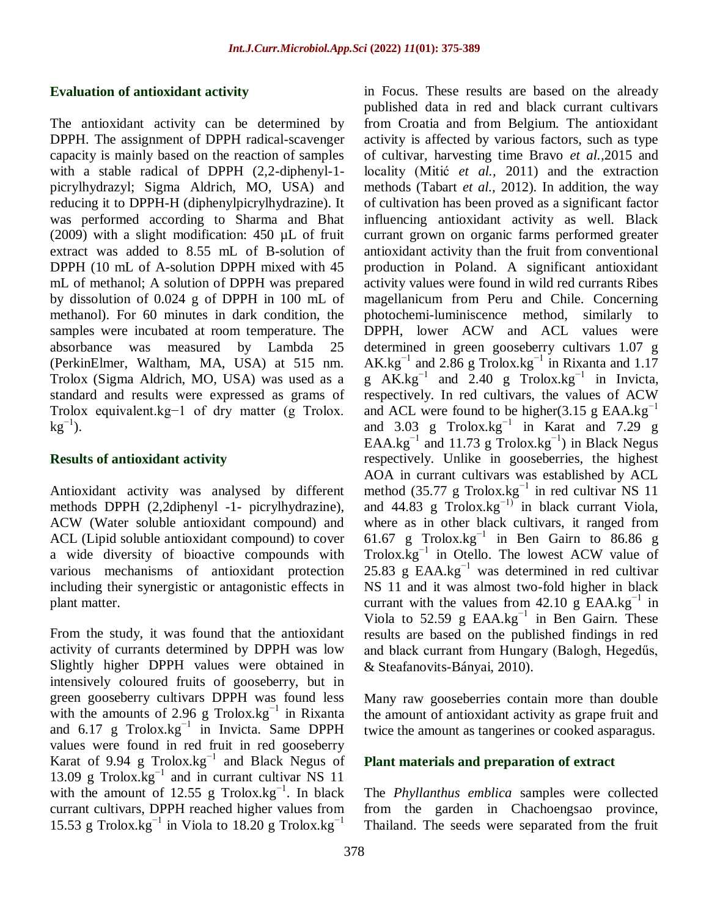## Evaluation of antioxidant activity

The antioxidant activity can be determined by DPPH. The assignment of DPPH radical-scavenger capacity is mainly based on the reaction of samples with a stable radical of DPPH (2,2-diphenyl-1-picrylhydrazyl; Sigma Aldrich, MO, USA) and reducing it to DPPH-H (diphenylpicrylhydrazine). It was performed according to Sharma and Bhat (2009) with a slight modification: 450 µL of fruit extract was added to 8.55 mL of B-solution of DPPH (10 mL of A-solution DPPH mixed with 45 mL of methanol; A solution of DPPH was prepared by dissolution of 0.024 g of DPPH in 100 mL of methanol). For 60 minutes in dark condition, the samples were incubated at room temperature. The absorbance was measured by Lambda 25 (PerkinElmer, Waltham, MA, USA) at 515 nm. Trolox (Sigma Aldrich, MO, USA) was used as a standard and results were expressed as grams of Trolox equivalent.$kg^{-1}$ of dry matter (g Trolox. $kg^{-1}$).

## Results of antioxidant activity

Antioxidant activity was analysed by different methods DPPH (2,2diphenyl -1- picrylhydrazine), ACW (Water soluble antioxidant compound) and ACL (Lipid soluble antioxidant compound) to cover a wide diversity of bioactive compounds with various mechanisms of antioxidant protection including their synergistic or antagonistic effects in plant matter.

From the study, it was found that the antioxidant activity of currants determined by DPPH was low Slightly higher DPPH values were obtained in intensively coloured fruits of gooseberry, but in green gooseberry cultivars DPPH was found less with the amounts of 2.96 g Trolox.$kg^{-1}$ in Rixanta and 6.17 g Trolox.$kg^{-1}$ in Invicta. Same DPPH values were found in red fruit in red gooseberry Karat of 9.94 g Trolox.$kg^{-1}$ and Black Negus of 13.09 g Trolox.$kg^{-1}$ and in currant cultivar NS 11 with the amount of 12.55 g Trolox.$kg^{-1}$. In black currant cultivars, DPPH reached higher values from 15.53 g Trolox.$kg^{-1}$ in Viola to 18.20 g Trolox.$kg^{-1}$ in Focus. These results are based on the already published data in red and black currant cultivars from Croatia and from Belgium. The antioxidant activity is affected by various factors, such as type of cultivar, harvesting time Bravo *et al.*,2015 and locality (Mitić *et al.*, 2011) and the extraction methods (Tabart *et al.,* 2012). In addition, the way of cultivation has been proved as a significant factor influencing antioxidant activity as well. Black currant grown on organic farms performed greater antioxidant activity than the fruit from conventional production in Poland. A significant antioxidant activity values were found in wild red currants Ribes magellanicum from Peru and Chile. Concerning photochemi-luminiscence method, similarly to DPPH, lower ACW and ACL values were determined in green gooseberry cultivars 1.07 g AK.$kg^{-1}$ and 2.86 g Trolox.$kg^{-1}$ in Rixanta and 1.17 g AK.$kg^{-1}$ and 2.40 g Trolox.$kg^{-1}$ in Invicta, respectively. In red cultivars, the values of ACW and ACL were found to be higher(3.15 g EAA.$kg^{-1}$ and 3.03 g Trolox.$kg^{-1}$ in Karat and 7.29 g EAA.$kg^{-1}$ and 11.73 g Trolox.$kg^{-1}$) in Black Negus respectively. Unlike in gooseberries, the highest AOA in currant cultivars was established by ACL method (35.77 g Trolox.$kg^{-1}$ in red cultivar NS 11 and 44.83 g Trolox.$kg^{-1)}$ in black currant Viola, where as in other black cultivars, it ranged from 61.67 g Trolox.$kg^{-1}$ in Ben Gairn to 86.86 g Trolox.$kg^{-1}$ in Otello. The lowest ACW value of 25.83 g EAA.$kg^{-1}$ was determined in red cultivar NS 11 and it was almost two-fold higher in black currant with the values from 42.10 g EAA.$kg^{-1}$ in Viola to 52.59 g EAA.$kg^{-1}$ in Ben Gairn. These results are based on the published findings in red and black currant from Hungary (Balogh, Hegedűs, & Steafanovits-Bányai, 2010).

Many raw gooseberries contain more than double the amount of antioxidant activity as grape fruit and twice the amount as tangerines or cooked asparagus.

## Plant materials and preparation of extract

The *Phyllanthus emblica* samples were collected from the garden in Chachoengsao province, Thailand. The seeds were separated from the fruit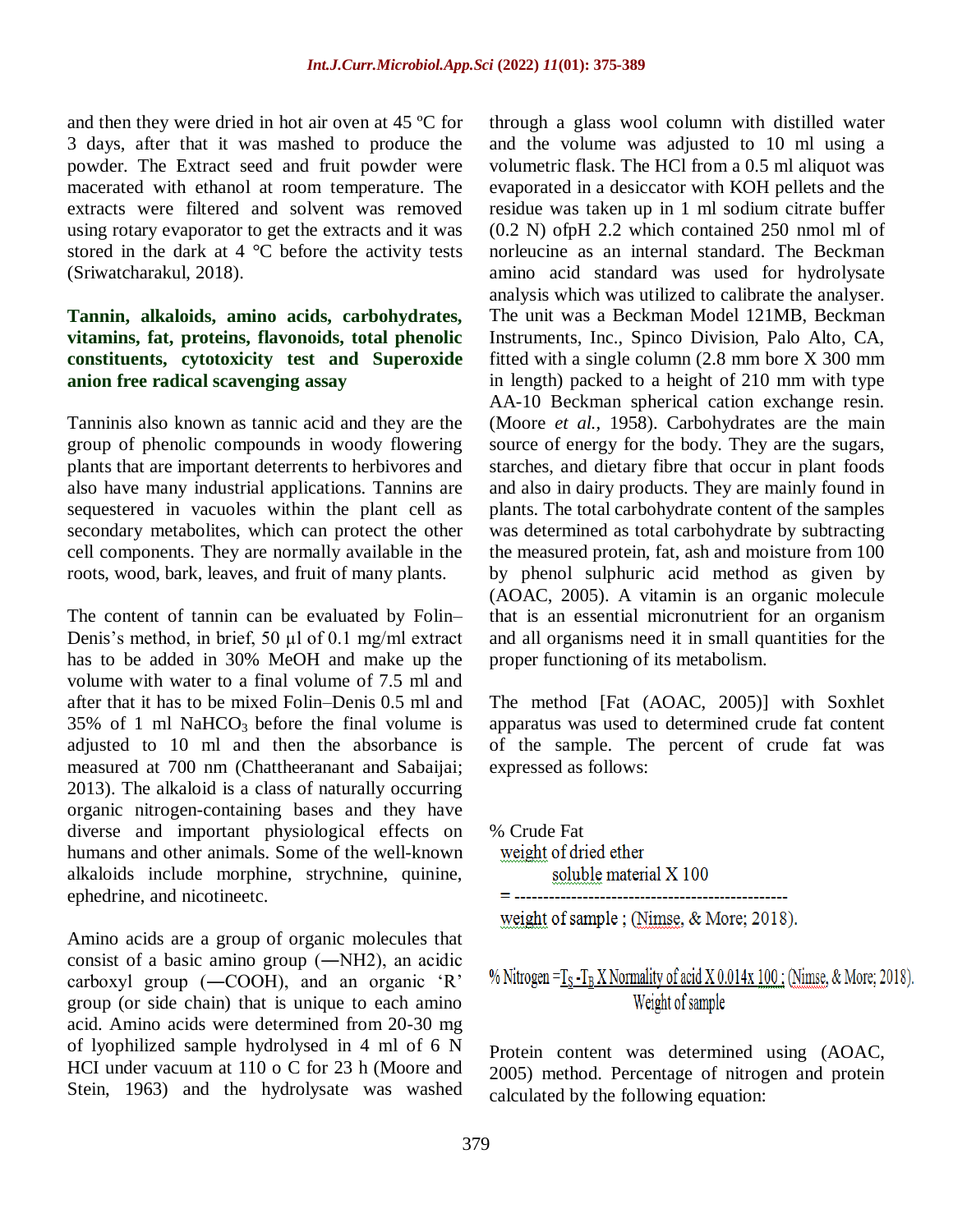and then they were dried in hot air oven at 45 ºC for 3 days, after that it was mashed to produce the powder. The Extract seed and fruit powder were macerated with ethanol at room temperature. The extracts were filtered and solvent was removed using rotary evaporator to get the extracts and it was stored in the dark at 4 °C before the activity tests (Sriwatcharakul, 2018).

### Tannin, alkaloids, amino acids, carbohydrates, vitamins, fat, proteins, flavonoids, total phenolic constituents, cytotoxicity test and Superoxide anion free radical scavenging assay

Tanninis also known as tannic acid and they are the group of phenolic compounds in woody flowering plants that are important deterrents to herbivores and also have many industrial applications. Tannins are sequestered in vacuoles within the plant cell as secondary metabolites, which can protect the other cell components. They are normally available in the roots, wood, bark, leaves, and fruit of many plants.

The content of tannin can be evaluated by Folin–Denis's method, in brief, 50 µl of 0.1 mg/ml extract has to be added in 30% MeOH and make up the volume with water to a final volume of 7.5 ml and after that it has to be mixed Folin–Denis 0.5 ml and 35% of 1 ml $NaHCO_3$ before the final volume is adjusted to 10 ml and then the absorbance is measured at 700 nm (Chattheeranant and Sabaijai; 2013). The alkaloid is a class of naturally occurring organic nitrogen-containing bases and they have diverse and important physiological effects on humans and other animals. Some of the well-known alkaloids include morphine, strychnine, quinine, ephedrine, and nicotineetc.

Amino acids are a group of organic molecules that consist of a basic amino group (—NH2), an acidic carboxyl group (—COOH), and an organic 'R' group (or side chain) that is unique to each amino acid. Amino acids were determined from 20-30 mg of lyophilized sample hydrolysed in 4 ml of 6 N HCI under vacuum at 110 o C for 23 h (Moore and Stein, 1963) and the hydrolysate was washed through a glass wool column with distilled water and the volume was adjusted to 10 ml using a volumetric flask. The HCl from a 0.5 ml aliquot was evaporated in a desiccator with KOH pellets and the residue was taken up in 1 ml sodium citrate buffer (0.2 N) ofpH 2.2 which contained 250 nmol ml of norleucine as an internal standard. The Beckman amino acid standard was used for hydrolysate analysis which was utilized to calibrate the analyser. The unit was a Beckman Model 121MB, Beckman Instruments, Inc., Spinco Division, Palo Alto, CA, fitted with a single column (2.8 mm bore X 300 mm in length) packed to a height of 210 mm with type AA-10 Beckman spherical cation exchange resin. (Moore *et al.,* 1958). Carbohydrates are the main source of energy for the body. They are the sugars, starches, and dietary fibre that occur in plant foods and also in dairy products. They are mainly found in plants. The total carbohydrate content of the samples was determined as total carbohydrate by subtracting the measured protein, fat, ash and moisture from 100 by phenol sulphuric acid method as given by (AOAC, 2005). A vitamin is an organic molecule that is an essential micronutrient for an organism and all organisms need it in small quantities for the proper functioning of its metabolism.

The method [Fat (AOAC, 2005)] with Soxhlet apparatus was used to determined crude fat content of the sample. The percent of crude fat was expressed as follows:

$$\% \text{ Crude Fat} = \frac{\text{weight of dried ether soluble material} \times 100}{\text{weight of sample}}$$ ; (Nimse, & More; 2018).

$$\% \text{ Nitrogen} = \frac{T_S - T_B \times \text{Normality of acid} \times 0.014 \times 100}{\text{Weight of sample}}$$ ; (Nimse, & More; 2018).

Protein content was determined using (AOAC, 2005) method. Percentage of nitrogen and protein calculated by the following equation: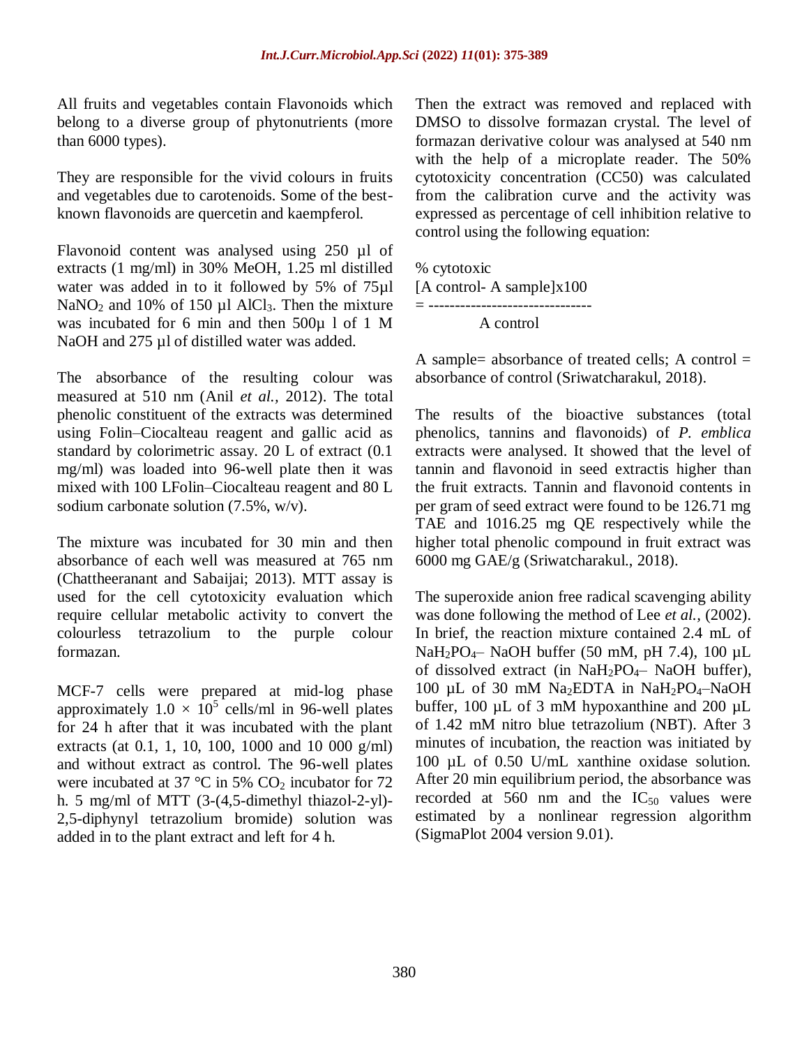All fruits and vegetables contain Flavonoids which belong to a diverse group of phytonutrients (more than 6000 types).

They are responsible for the vivid colours in fruits and vegetables due to carotenoids. Some of the best-known flavonoids are quercetin and kaempferol.

Flavonoid content was analysed using 250 µl of extracts (1 mg/ml) in 30% MeOH, 1.25 ml distilled water was added in to it followed by 5% of 75µl $NaNO_2$ and 10% of 150 µl $AlCl_3$. Then the mixture was incubated for 6 min and then 500µ l of 1 M NaOH and 275 µl of distilled water was added.

The absorbance of the resulting colour was measured at 510 nm (Anil *et al.,* 2012). The total phenolic constituent of the extracts was determined using Folin–Ciocalteau reagent and gallic acid as standard by colorimetric assay. 20 L of extract (0.1 mg/ml) was loaded into 96-well plate then it was mixed with 100 LFolin–Ciocalteau reagent and 80 L sodium carbonate solution (7.5%, w/v).

The mixture was incubated for 30 min and then absorbance of each well was measured at 765 nm (Chattheeranant and Sabaijai; 2013). MTT assay is used for the cell cytotoxicity evaluation which require cellular metabolic activity to convert the colourless tetrazolium to the purple colour formazan.

MCF-7 cells were prepared at mid-log phase approximately $1.0 \times 10^5$ cells/ml in 96-well plates for 24 h after that it was incubated with the plant extracts (at 0.1, 1, 10, 100, 1000 and 10 000 g/ml) and without extract as control. The 96-well plates were incubated at 37 °C in 5% $CO_2$ incubator for 72 h. 5 mg/ml of MTT (3-(4,5-dimethyl thiazol-2-yl)-2,5-diphynyl tetrazolium bromide) solution was added in to the plant extract and left for 4 h.

Then the extract was removed and replaced with DMSO to dissolve formazan crystal. The level of formazan derivative colour was analysed at 540 nm with the help of a microplate reader. The 50% cytotoxicity concentration (CC50) was calculated from the calibration curve and the activity was expressed as percentage of cell inhibition relative to control using the following equation:

$$\% \text{ cytotoxic} = \frac{[A \text{ control} - A \text{ sample}] \times 100}{A \text{ control}}$$

A sample= absorbance of treated cells; A control = absorbance of control (Sriwatcharakul, 2018).

The results of the bioactive substances (total phenolics, tannins and flavonoids) of *P. emblica* extracts were analysed. It showed that the level of tannin and flavonoid in seed extractis higher than the fruit extracts. Tannin and flavonoid contents in per gram of seed extract were found to be 126.71 mg TAE and 1016.25 mg QE respectively while the higher total phenolic compound in fruit extract was 6000 mg GAE/g (Sriwatcharakul., 2018).

The superoxide anion free radical scavenging ability was done following the method of Lee *et al.,* (2002). In brief, the reaction mixture contained 2.4 mL of $NaH_2PO_4$– NaOH buffer (50 mM, pH 7.4), 100 µL of dissolved extract (in $NaH_2PO_4$– NaOH buffer), 100 µL of 30 mM $Na_2EDTA$ in $NaH_2PO_4$–NaOH buffer, 100 µL of 3 mM hypoxanthine and 200 µL of 1.42 mM nitro blue tetrazolium (NBT). After 3 minutes of incubation, the reaction was initiated by 100 µL of 0.50 U/mL xanthine oxidase solution. After 20 min equilibrium period, the absorbance was recorded at 560 nm and the $IC_{50}$ values were estimated by a nonlinear regression algorithm (SigmaPlot 2004 version 9.01).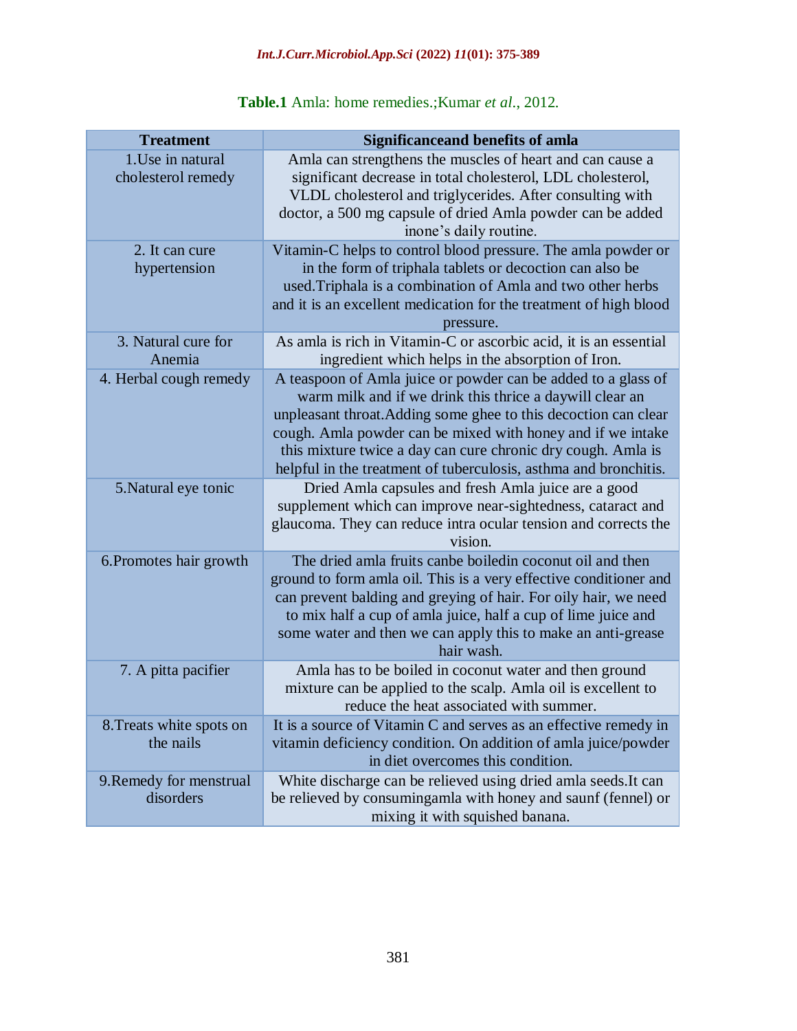**Table.1** Amla: home remedies.;Kumar *et al.*, 2012.

| Treatment | Significanceand benefits of amla |
|---|---|
| 1.Use in natural cholesterol remedy | Amla can strengthens the muscles of heart and can cause a significant decrease in total cholesterol, LDL cholesterol, VLDL cholesterol and triglycerides. After consulting with doctor, a 500 mg capsule of dried Amla powder can be added inone's daily routine. |
| 2. It can cure hypertension | Vitamin-C helps to control blood pressure. The amla powder or in the form of triphala tablets or decoction can also be used.Triphala is a combination of Amla and two other herbs and it is an excellent medication for the treatment of high blood pressure. |
| 3. Natural cure for Anemia | As amla is rich in Vitamin-C or ascorbic acid, it is an essential ingredient which helps in the absorption of Iron. |
| 4. Herbal cough remedy | A teaspoon of Amla juice or powder can be added to a glass of warm milk and if we drink this thrice a daywill clear an unpleasant throat.Adding some ghee to this decoction can clear cough. Amla powder can be mixed with honey and if we intake this mixture twice a day can cure chronic dry cough. Amla is helpful in the treatment of tuberculosis, asthma and bronchitis. |
| 5.Natural eye tonic | Dried Amla capsules and fresh Amla juice are a good supplement which can improve near-sightedness, cataract and glaucoma. They can reduce intra ocular tension and corrects the vision. |
| 6.Promotes hair growth | The dried amla fruits canbe boiledin coconut oil and then ground to form amla oil. This is a very effective conditioner and can prevent balding and greying of hair. For oily hair, we need to mix half a cup of amla juice, half a cup of lime juice and some water and then we can apply this to make an anti-grease hair wash. |
| 7. A pitta pacifier | Amla has to be boiled in coconut water and then ground mixture can be applied to the scalp. Amla oil is excellent to reduce the heat associated with summer. |
| 8.Treats white spots on the nails | It is a source of Vitamin C and serves as an effective remedy in vitamin deficiency condition. On addition of amla juice/powder in diet overcomes this condition. |
| 9.Remedy for menstrual disorders | White discharge can be relieved using dried amla seeds.It can be relieved by consumingamla with honey and saunf (fennel) or mixing it with squished banana. |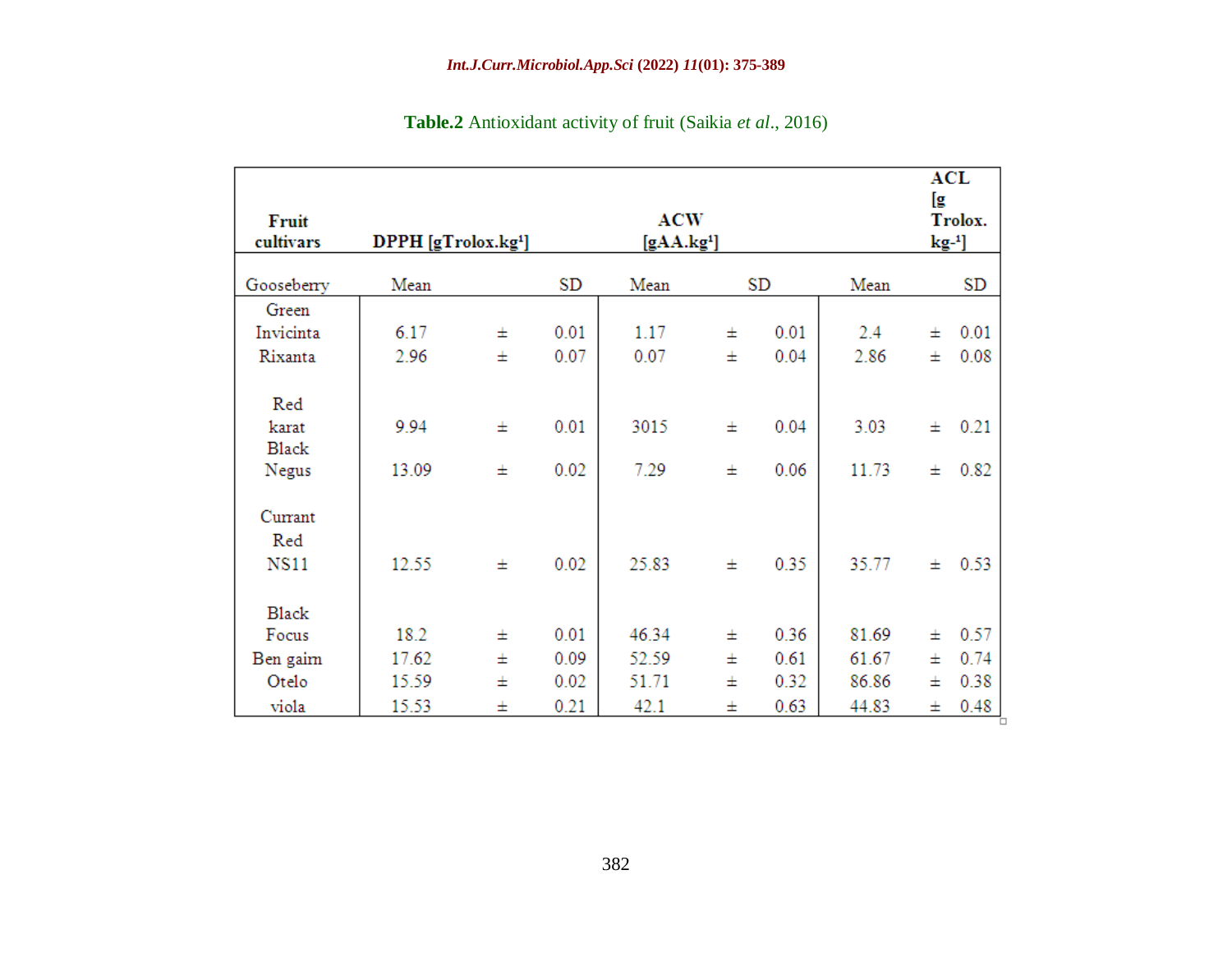**Table.2** Antioxidant activity of fruit (Saikia *et al*., 2016)

| Fruit cultivars | DPPH [gTrolox.kg[1]] | | | ACW [gAA.kg[1]] | | | ACL [g Trolox. kg-[1]] | | |
|---|---|---|---|---|---|---|---|---|---|
| Gooseberry | Mean | | SD | Mean | | SD | Mean | | SD |
| Green | | | | | | | | | |
| Invicinta | 6.17 | ± | 0.01 | 1.17 | ± | 0.01 | 2.4 | ± | 0.01 |
| Rixanta | 2.96 | ± | 0.07 | 0.07 | ± | 0.04 | 2.86 | ± | 0.08 |
| Red | | | | | | | | | |
| karat | 9.94 | ± | 0.01 | 3015 | ± | 0.04 | 3.03 | ± | 0.21 |
| Black | | | | | | | | | |
| Negus | 13.09 | ± | 0.02 | 7.29 | ± | 0.06 | 11.73 | ± | 0.82 |
| Currant | | | | | | | | | |
| Red | | | | | | | | | |
| NS11 | 12.55 | ± | 0.02 | 25.83 | ± | 0.35 | 35.77 | ± | 0.53 |
| Black | | | | | | | | | |
| Focus | 18.2 | ± | 0.01 | 46.34 | ± | 0.36 | 81.69 | ± | 0.57 |
| Ben gairn | 17.62 | ± | 0.09 | 52.59 | ± | 0.61 | 61.67 | ± | 0.74 |
| Otelo | 15.59 | ± | 0.02 | 51.71 | ± | 0.32 | 86.86 | ± | 0.38 |
| viola | 15.53 | ± | 0.21 | 42.1 | ± | 0.63 | 44.83 | ± | 0.48 |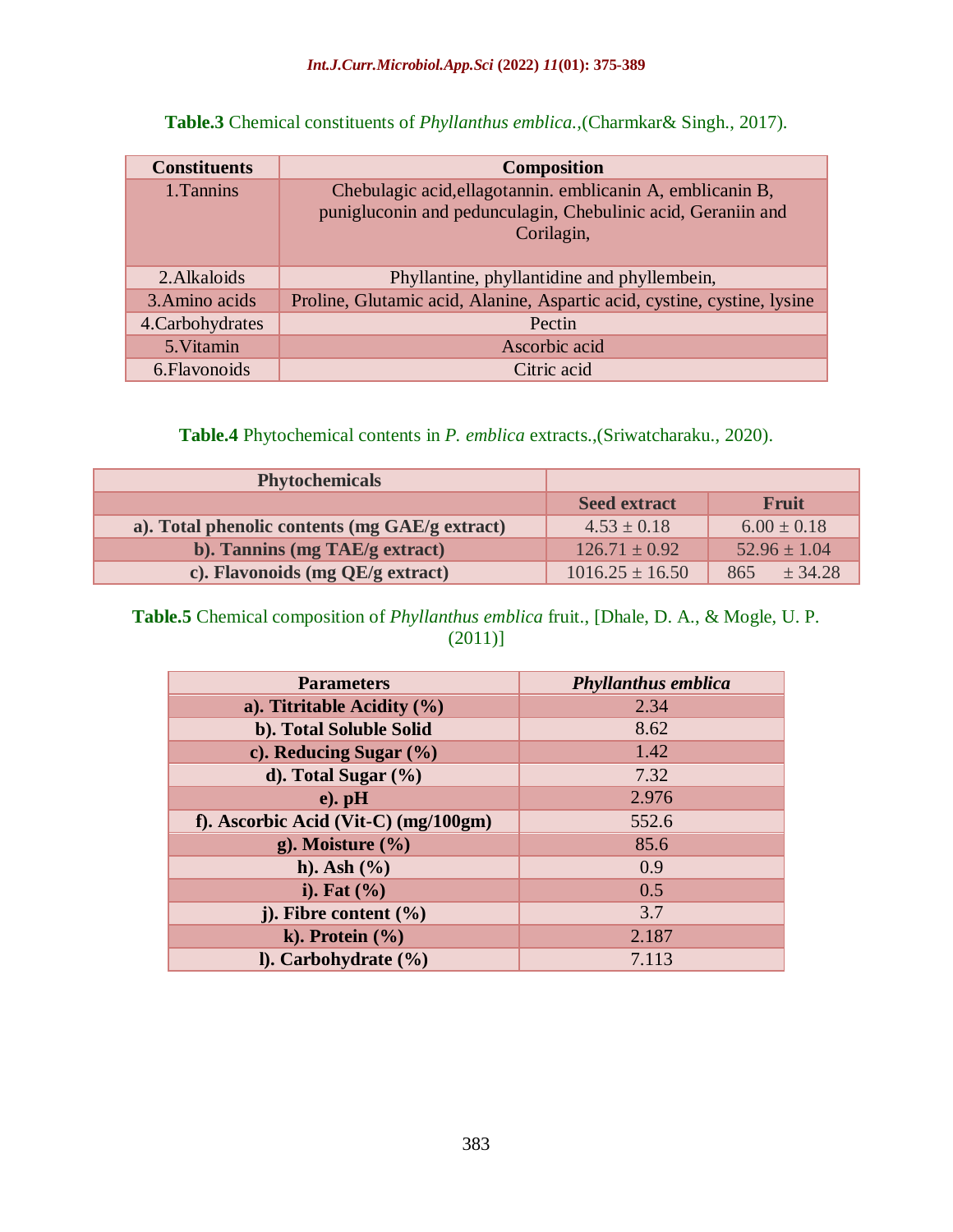**Table.3** Chemical constituents of *Phyllanthus emblica.*,(Charmkar& Singh., 2017).

| Constituents | Composition |
|---|---|
| 1.Tannins | Chebulagic acid,ellagotannin. emblicanin A, emblicanin B, punigluconin and pedunculagin, Chebulinic acid, Geraniin and Corilagin, |
| 2.Alkaloids | Phyllantine, phyllantidine and phyllembein, |
| 3.Amino acids | Proline, Glutamic acid, Alanine, Aspartic acid, cystine, cystine, lysine |
| 4.Carbohydrates | Pectin |
| 5.Vitamin | Ascorbic acid |
| 6.Flavonoids | Citric acid |

**Table.4** Phytochemical contents in *P. emblica* extracts.,(Sriwatcharaku., 2020).

| Phytochemicals | | |
|---|---|---|
| | Seed extract | Fruit |
| a). Total phenolic contents (mg GAE/g extract) | 4.53 ± 0.18 | 6.00 ± 0.18 |
| b). Tannins (mg TAE/g extract) | 126.71 ± 0.92 | 52.96 ± 1.04 |
| c). Flavonoids (mg QE/g extract) | 1016.25 ± 16.50 | 865 ± 34.28 |

**Table.5** Chemical composition of *Phyllanthus emblica* fruit., [Dhale, D. A., & Mogle, U. P. (2011)]

| Parameters | *Phyllanthus emblica* |
|---|---|
| a). Titritable Acidity (%) | 2.34 |
| b). Total Soluble Solid | 8.62 |
| c). Reducing Sugar (%) | 1.42 |
| d). Total Sugar (%) | 7.32 |
| e). pH | 2.976 |
| f). Ascorbic Acid (Vit-C) (mg/100gm) | 552.6 |
| g). Moisture (%) | 85.6 |
| h). Ash (%) | 0.9 |
| i). Fat (%) | 0.5 |
| j). Fibre content (%) | 3.7 |
| k). Protein (%) | 2.187 |
| l). Carbohydrate (%) | 7.113 |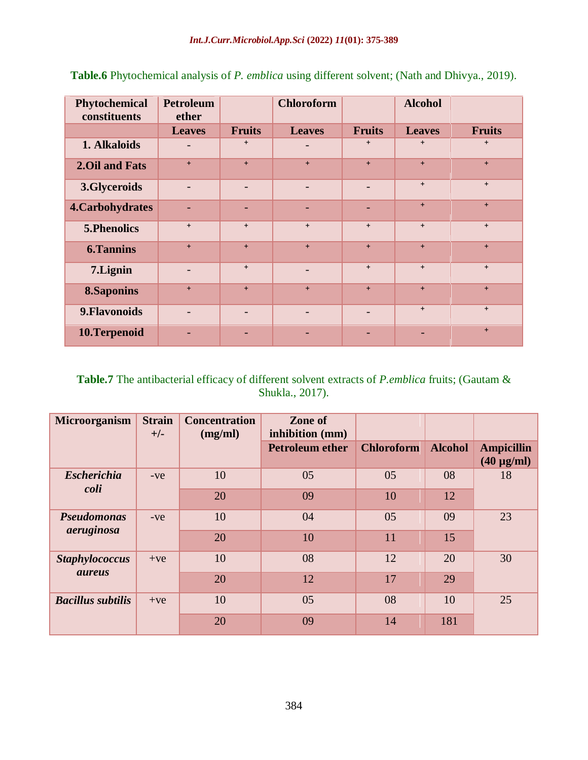**Table.6** Phytochemical analysis of *P. emblica* using different solvent; (Nath and Dhivya., 2019).

| Phytochemical constituents | Petroleum ether | | Chloroform | | Alcohol | |
|---|---|---|---|---|---|---|
| | Leaves | Fruits | Leaves | Fruits | Leaves | Fruits |
| 1. Alkaloids | - | + | - | + | + | + |
| 2.Oil and Fats | + | + | + | + | + | + |
| 3.Glyceroids | - | - | - | - | + | + |
| 4.Carbohydrates | - | - | - | - | + | + |
| 5.Phenolics | + | + | + | + | + | + |
| 6.Tannins | + | + | + | + | + | + |
| 7.Lignin | - | + | - | + | + | + |
| 8.Saponins | + | + | + | + | + | + |
| 9.Flavonoids | - | - | - | - | + | + |
| 10.Terpenoid | - | - | - | - | - | + |

**Table.7** The antibacterial efficacy of different solvent extracts of *P.emblica* fruits; (Gautam & Shukla., 2017).

| Microorganism | Strain +/- | Concentration (mg/ml) | Zone of inhibition (mm) | | | |
|---|---|---|---|---|---|---|
| | | | Petroleum ether | Chloroform | Alcohol | Ampicillin (40 µg/ml) |
| *Escherichia coli* | -ve | 10 | 05 | 05 | 08 | 18 |
| | | 20 | 09 | 10 | 12 | |
| *Pseudomonas aeruginosa* | -ve | 10 | 04 | 05 | 09 | 23 |
| | | 20 | 10 | 11 | 15 | |
| *Staphylococcus aureus* | +ve | 10 | 08 | 12 | 20 | 30 |
| | | 20 | 12 | 17 | 29 | |
| *Bacillus subtilis* | +ve | 10 | 05 | 08 | 10 | 25 |
| | | 20 | 09 | 14 | 181 | |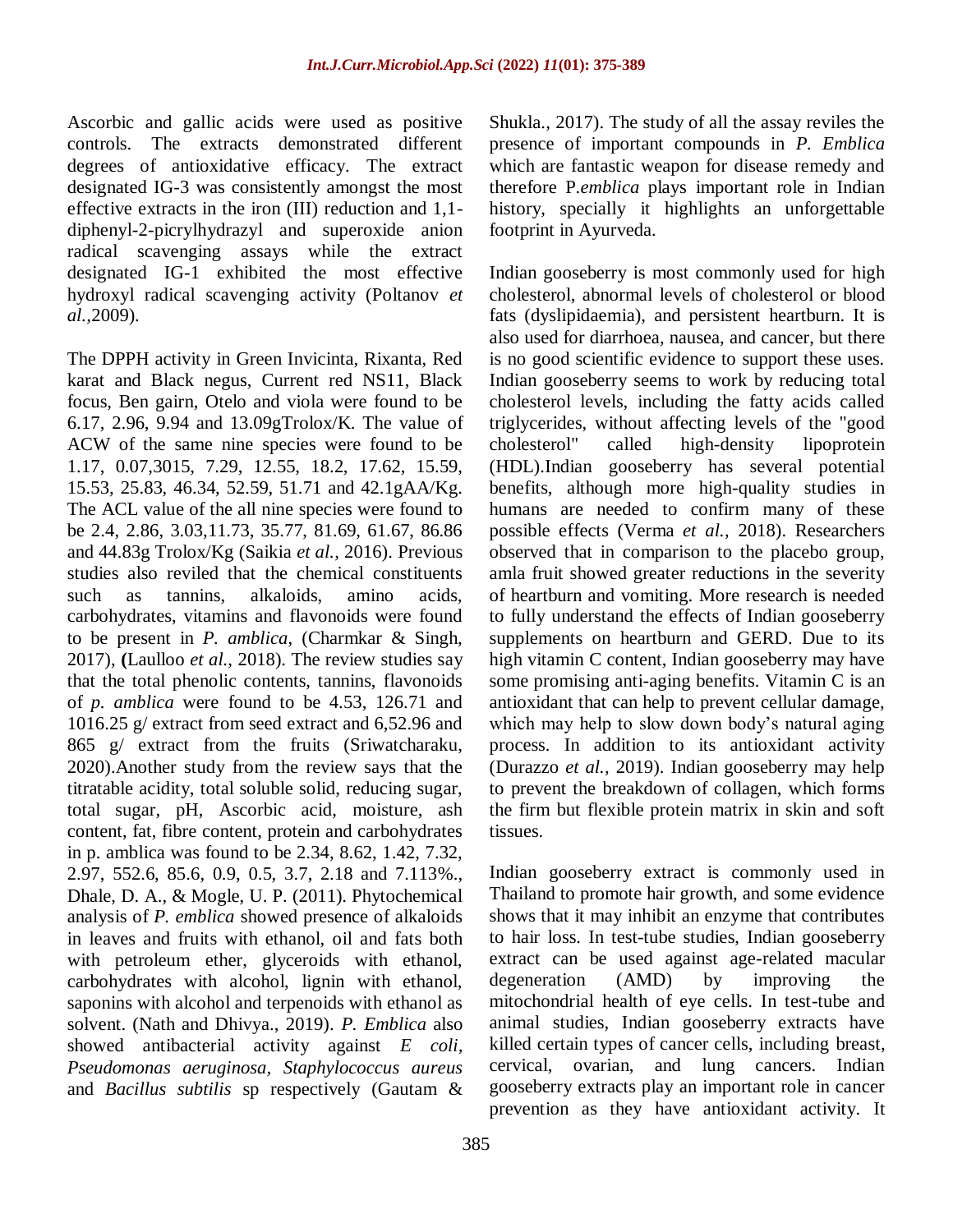Ascorbic and gallic acids were used as positive controls. The extracts demonstrated different degrees of antioxidative efficacy. The extract designated IG-3 was consistently amongst the most effective extracts in the iron (III) reduction and 1,1-diphenyl-2-picrylhydrazyl and superoxide anion radical scavenging assays while the extract designated IG-1 exhibited the most effective hydroxyl radical scavenging activity (Poltanov *et al.*,2009).

The DPPH activity in Green Invicinta, Rixanta, Red karat and Black negus, Current red NS11, Black focus, Ben gairn, Otelo and viola were found to be 6.17, 2.96, 9.94 and 13.09gTrolox/K. The value of ACW of the same nine species were found to be 1.17, 0.07,3015, 7.29, 12.55, 18.2, 17.62, 15.59, 15.53, 25.83, 46.34, 52.59, 51.71 and 42.1gAA/Kg. The ACL value of the all nine species were found to be 2.4, 2.86, 3.03,11.73, 35.77, 81.69, 61.67, 86.86 and 44.83g Trolox/Kg (Saikia *et al.*, 2016). Previous studies also reviled that the chemical constituents such as tannins, alkaloids, amino acids, carbohydrates, vitamins and flavonoids were found to be present in *P. amblica*, (Charmkar & Singh, 2017), **(**Laulloo *et al.*, 2018). The review studies say that the total phenolic contents, tannins, flavonoids of *p. amblica* were found to be 4.53, 126.71 and 1016.25 g/ extract from seed extract and 6,52.96 and 865 g/ extract from the fruits (Sriwatcharaku, 2020).Another study from the review says that the titratable acidity, total soluble solid, reducing sugar, total sugar, pH, Ascorbic acid, moisture, ash content, fat, fibre content, protein and carbohydrates in p. amblica was found to be 2.34, 8.62, 1.42, 7.32, 2.97, 552.6, 85.6, 0.9, 0.5, 3.7, 2.18 and 7.113%., Dhale, D. A., & Mogle, U. P. (2011). Phytochemical analysis of *P. emblica* showed presence of alkaloids in leaves and fruits with ethanol, oil and fats both with petroleum ether, glyceroids with ethanol, carbohydrates with alcohol, lignin with ethanol, saponins with alcohol and terpenoids with ethanol as solvent. (Nath and Dhivya., 2019). *P. Emblica* also showed antibacterial activity against *E coli, Pseudomonas aeruginosa, Staphylococcus aureus* and *Bacillus subtilis* sp respectively (Gautam & Shukla., 2017). The study of all the assay reviles the presence of important compounds in *P. Emblica* which are fantastic weapon for disease remedy and therefore P.*emblica* plays important role in Indian history, specially it highlights an unforgettable footprint in Ayurveda.

Indian gooseberry is most commonly used for high cholesterol, abnormal levels of cholesterol or blood fats (dyslipidaemia), and persistent heartburn. It is also used for diarrhoea, nausea, and cancer, but there is no good scientific evidence to support these uses. Indian gooseberry seems to work by reducing total cholesterol levels, including the fatty acids called triglycerides, without affecting levels of the "good cholesterol" called high-density lipoprotein (HDL).Indian gooseberry has several potential benefits, although more high-quality studies in humans are needed to confirm many of these possible effects (Verma *et al.*, 2018). Researchers observed that in comparison to the placebo group, amla fruit showed greater reductions in the severity of heartburn and vomiting. More research is needed to fully understand the effects of Indian gooseberry supplements on heartburn and GERD. Due to its high vitamin C content, Indian gooseberry may have some promising anti-aging benefits. Vitamin C is an antioxidant that can help to prevent cellular damage, which may help to slow down body's natural aging process. In addition to its antioxidant activity (Durazzo *et al.*, 2019). Indian gooseberry may help to prevent the breakdown of collagen, which forms the firm but flexible protein matrix in skin and soft tissues.

Indian gooseberry extract is commonly used in Thailand to promote hair growth, and some evidence shows that it may inhibit an enzyme that contributes to hair loss. In test-tube studies, Indian gooseberry extract can be used against age-related macular degeneration (AMD) by improving the mitochondrial health of eye cells. In test-tube and animal studies, Indian gooseberry extracts have killed certain types of cancer cells, including breast, cervical, ovarian, and lung cancers. Indian gooseberry extracts play an important role in cancer prevention as they have antioxidant activity. It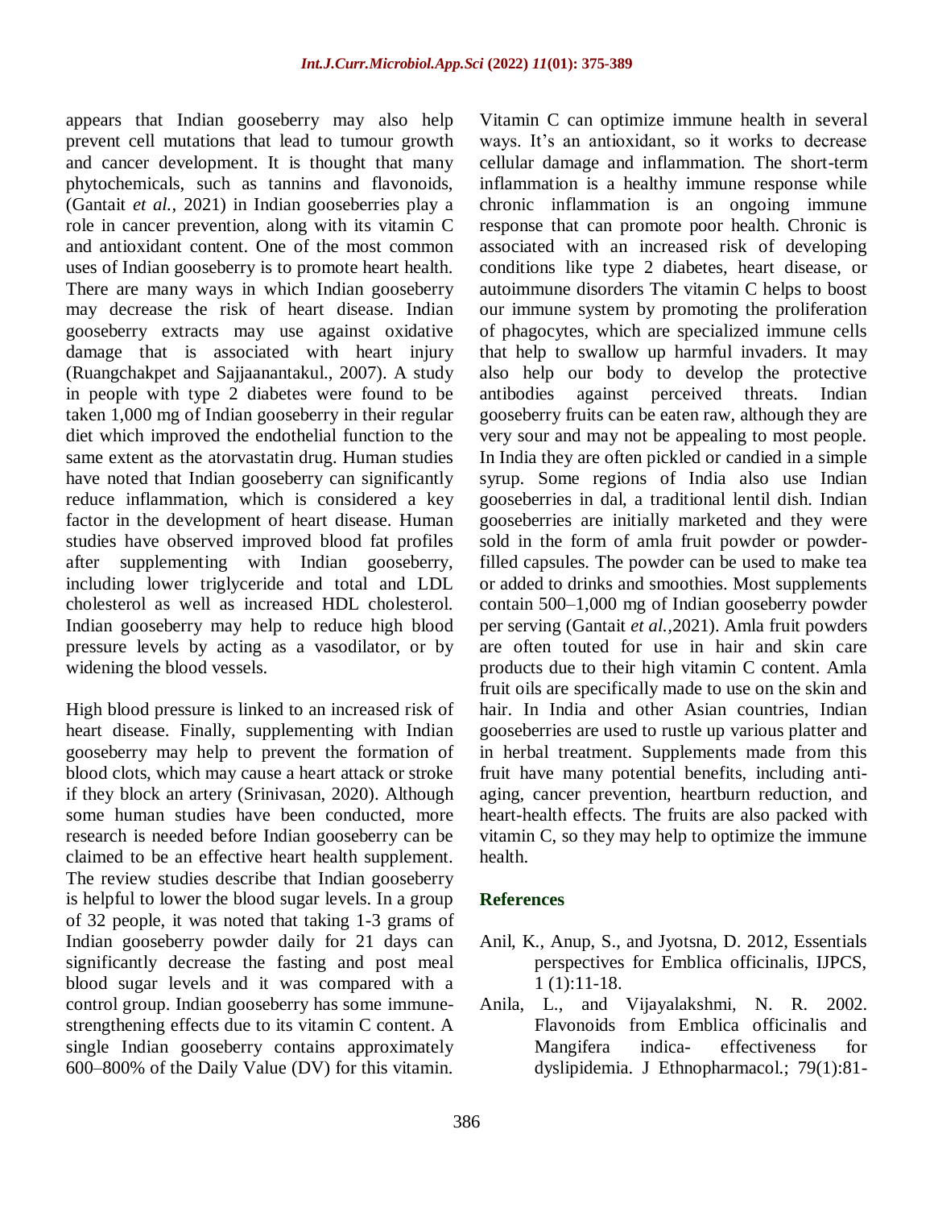appears that Indian gooseberry may also help prevent cell mutations that lead to tumour growth and cancer development. It is thought that many phytochemicals, such as tannins and flavonoids, (Gantait *et al.*, 2021) in Indian gooseberries play a role in cancer prevention, along with its vitamin C and antioxidant content. One of the most common uses of Indian gooseberry is to promote heart health. There are many ways in which Indian gooseberry may decrease the risk of heart disease. Indian gooseberry extracts may use against oxidative damage that is associated with heart injury (Ruangchakpet and Sajjaanantakul., 2007). A study in people with type 2 diabetes were found to be taken 1,000 mg of Indian gooseberry in their regular diet which improved the endothelial function to the same extent as the atorvastatin drug. Human studies have noted that Indian gooseberry can significantly reduce inflammation, which is considered a key factor in the development of heart disease. Human studies have observed improved blood fat profiles after supplementing with Indian gooseberry, including lower triglyceride and total and LDL cholesterol as well as increased HDL cholesterol. Indian gooseberry may help to reduce high blood pressure levels by acting as a vasodilator, or by widening the blood vessels.

High blood pressure is linked to an increased risk of heart disease. Finally, supplementing with Indian gooseberry may help to prevent the formation of blood clots, which may cause a heart attack or stroke if they block an artery (Srinivasan, 2020). Although some human studies have been conducted, more research is needed before Indian gooseberry can be claimed to be an effective heart health supplement. The review studies describe that Indian gooseberry is helpful to lower the blood sugar levels. In a group of 32 people, it was noted that taking 1-3 grams of Indian gooseberry powder daily for 21 days can significantly decrease the fasting and post meal blood sugar levels and it was compared with a control group. Indian gooseberry has some immune-strengthening effects due to its vitamin C content. A single Indian gooseberry contains approximately 600–800% of the Daily Value (DV) for this vitamin. Vitamin C can optimize immune health in several ways. It's an antioxidant, so it works to decrease cellular damage and inflammation. The short-term inflammation is a healthy immune response while chronic inflammation is an ongoing immune response that can promote poor health. Chronic is associated with an increased risk of developing conditions like type 2 diabetes, heart disease, or autoimmune disorders The vitamin C helps to boost our immune system by promoting the proliferation of phagocytes, which are specialized immune cells that help to swallow up harmful invaders. It may also help our body to develop the protective antibodies against perceived threats. Indian gooseberry fruits can be eaten raw, although they are very sour and may not be appealing to most people. In India they are often pickled or candied in a simple syrup. Some regions of India also use Indian gooseberries in dal, a traditional lentil dish. Indian gooseberries are initially marketed and they were sold in the form of amla fruit powder or powder-filled capsules. The powder can be used to make tea or added to drinks and smoothies. Most supplements contain 500–1,000 mg of Indian gooseberry powder per serving (Gantait *et al.*,2021). Amla fruit powders are often touted for use in hair and skin care products due to their high vitamin C content. Amla fruit oils are specifically made to use on the skin and hair. In India and other Asian countries, Indian gooseberries are used to rustle up various platter and in herbal treatment. Supplements made from this fruit have many potential benefits, including anti-aging, cancer prevention, heartburn reduction, and heart-health effects. The fruits are also packed with vitamin C, so they may help to optimize the immune health.

## References

Anil, K., Anup, S., and Jyotsna, D. 2012, Essentials perspectives for Emblica officinalis, IJPCS, 1 (1):11-18.

Anila, L., and Vijayalakshmi, N. R. 2002. Flavonoids from Emblica officinalis and Mangifera indica- effectiveness for dyslipidemia. J Ethnopharmacol.; 79(1):81-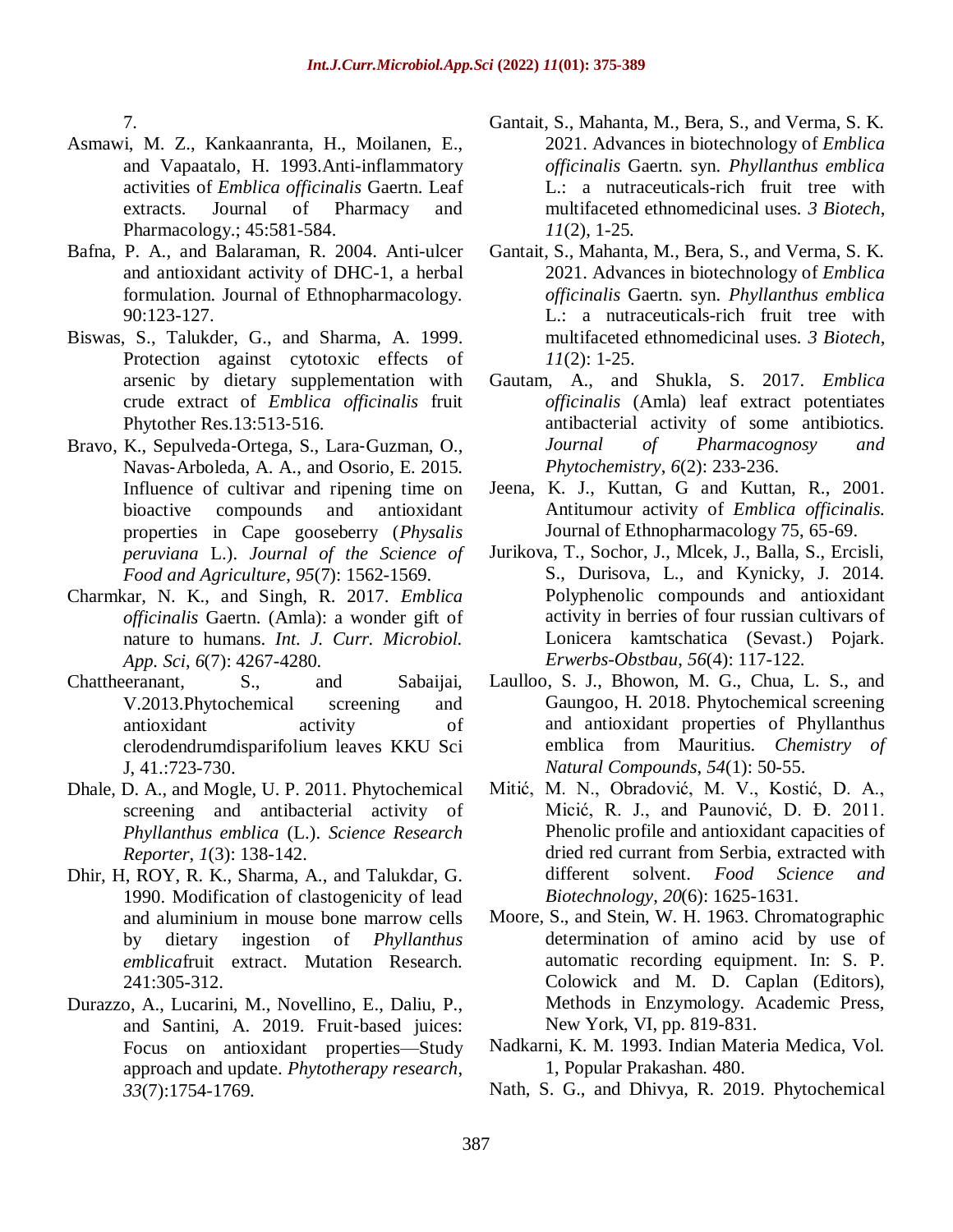7.

Asmawi, M. Z., Kankaanranta, H., Moilanen, E., and Vapaatalo, H. 1993.Anti-inflammatory activities of *Emblica officinalis* Gaertn. Leaf extracts. Journal of Pharmacy and Pharmacology.; 45:581-584.

Bafna, P. A., and Balaraman, R. 2004. Anti-ulcer and antioxidant activity of DHC-1, a herbal formulation. Journal of Ethnopharmacology. 90:123-127.

Biswas, S., Talukder, G., and Sharma, A. 1999. Protection against cytotoxic effects of arsenic by dietary supplementation with crude extract of *Emblica officinalis* fruit Phytother Res.13:513-516.

Bravo, K., Sepulveda‐Ortega, S., Lara‐Guzman, O., Navas‐Arboleda, A. A., and Osorio, E. 2015. Influence of cultivar and ripening time on bioactive compounds and antioxidant properties in Cape gooseberry (*Physalis peruviana* L.). *Journal of the Science of Food and Agriculture*, *95*(7): 1562-1569.

Charmkar, N. K., and Singh, R. 2017. *Emblica officinalis* Gaertn. (Amla): a wonder gift of nature to humans. *Int. J. Curr. Microbiol. App. Sci*, *6*(7): 4267-4280.

Chattheeranant, S., and Sabaijai, V.2013.Phytochemical screening and antioxidant activity of clerodendrumdisparifolium leaves KKU Sci J, 41.:723-730.

Dhale, D. A., and Mogle, U. P. 2011. Phytochemical screening and antibacterial activity of *Phyllanthus emblica* (L.). *Science Research Reporter*, *1*(3): 138-142.

Dhir, H, ROY, R. K., Sharma, A., and Talukdar, G. 1990. Modification of clastogenicity of lead and aluminium in mouse bone marrow cells by dietary ingestion of *Phyllanthus emblica*fruit extract. Mutation Research. 241:305-312.

Durazzo, A., Lucarini, M., Novellino, E., Daliu, P., and Santini, A. 2019. Fruit‐based juices: Focus on antioxidant properties—Study approach and update. *Phytotherapy research*, *33*(7):1754-1769.

Gantait, S., Mahanta, M., Bera, S., and Verma, S. K. 2021. Advances in biotechnology of *Emblica officinalis* Gaertn. syn. *Phyllanthus emblica* L.: a nutraceuticals-rich fruit tree with multifaceted ethnomedicinal uses. *3 Biotech*, *11*(2), 1-25.

Gantait, S., Mahanta, M., Bera, S., and Verma, S. K. 2021. Advances in biotechnology of *Emblica officinalis* Gaertn. syn. *Phyllanthus emblica* L.: a nutraceuticals-rich fruit tree with multifaceted ethnomedicinal uses. *3 Biotech*, *11*(2): 1-25.

Gautam, A., and Shukla, S. 2017. *Emblica officinalis* (Amla) leaf extract potentiates antibacterial activity of some antibiotics. *Journal of Pharmacognosy and Phytochemistry*, *6*(2): 233-236.

Jeena, K. J., Kuttan, G and Kuttan, R., 2001. Antitumour activity of *Emblica officinalis.* Journal of Ethnopharmacology 75, 65-69.

Jurikova, T., Sochor, J., Mlcek, J., Balla, S., Ercisli, S., Durisova, L., and Kynicky, J. 2014. Polyphenolic compounds and antioxidant activity in berries of four russian cultivars of Lonicera kamtschatica (Sevast.) Pojark. *Erwerbs-Obstbau*, *56*(4): 117-122.

Laulloo, S. J., Bhowon, M. G., Chua, L. S., and Gaungoo, H. 2018. Phytochemical screening and antioxidant properties of Phyllanthus emblica from Mauritius. *Chemistry of Natural Compounds*, *54*(1): 50-55.

Mitić, M. N., Obradović, M. V., Kostić, D. A., Micić, R. J., and Paunović, D. Đ. 2011. Phenolic profile and antioxidant capacities of dried red currant from Serbia, extracted with different solvent. *Food Science and Biotechnology*, *20*(6): 1625-1631.

Moore, S., and Stein, W. H. 1963. Chromatographic determination of amino acid by use of automatic recording equipment. In: S. P. Colowick and M. D. Caplan (Editors), Methods in Enzymology. Academic Press, New York, VI, pp. 819-831.

Nadkarni, K. M. 1993. Indian Materia Medica, Vol. 1, Popular Prakashan. 480.

Nath, S. G., and Dhivya, R. 2019. Phytochemical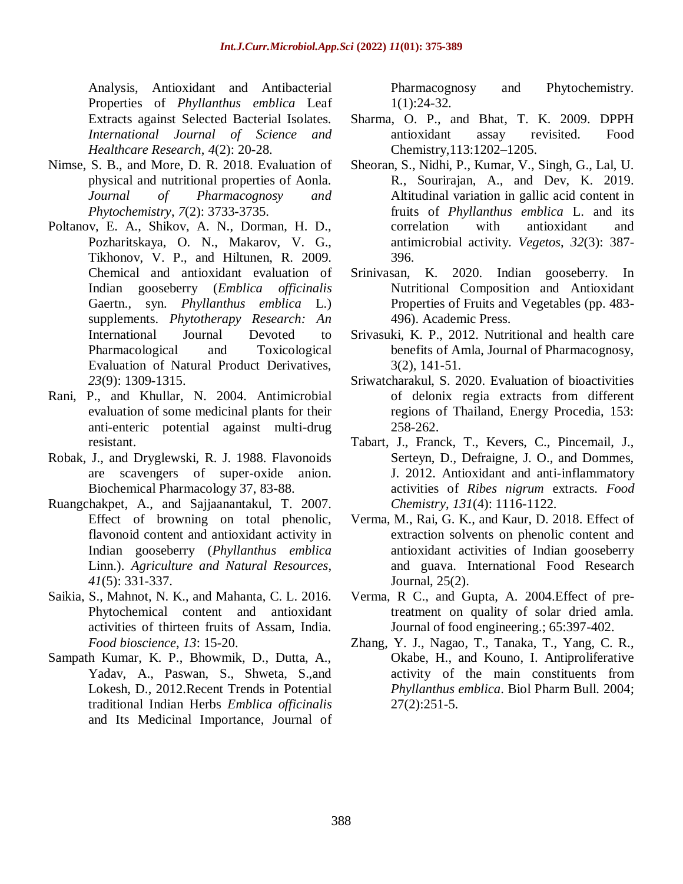Analysis, Antioxidant and Antibacterial Properties of *Phyllanthus emblica* Leaf Extracts against Selected Bacterial Isolates. *International Journal of Science and Healthcare Research*, *4*(2): 20-28.

Nimse, S. B., and More, D. R. 2018. Evaluation of physical and nutritional properties of Aonla. *Journal of Pharmacognosy and Phytochemistry*, *7*(2): 3733-3735.

Poltanov, E. A., Shikov, A. N., Dorman, H. D., Pozharitskaya, O. N., Makarov, V. G., Tikhonov, V. P., and Hiltunen, R. 2009. Chemical and antioxidant evaluation of Indian gooseberry (*Emblica officinalis* Gaertn., syn. *Phyllanthus emblica* L.) supplements. *Phytotherapy Research: An* International Journal Devoted to Pharmacological and Toxicological Evaluation of Natural Product Derivatives, *23*(9): 1309-1315.

Rani, P., and Khullar, N. 2004. Antimicrobial evaluation of some medicinal plants for their anti-enteric potential against multi-drug resistant.

Robak, J., and Dryglewski, R. J. 1988. Flavonoids are scavengers of super-oxide anion. Biochemical Pharmacology 37, 83-88.

Ruangchakpet, A., and Sajjaanantakul, T. 2007. Effect of browning on total phenolic, flavonoid content and antioxidant activity in Indian gooseberry (*Phyllanthus emblica* Linn.). *Agriculture and Natural Resources*, *41*(5): 331-337.

Saikia, S., Mahnot, N. K., and Mahanta, C. L. 2016. Phytochemical content and antioxidant activities of thirteen fruits of Assam, India. *Food bioscience*, *13*: 15-20.

Sampath Kumar, K. P., Bhowmik, D., Dutta, A., Yadav, A., Paswan, S., Shweta, S.,and Lokesh, D., 2012.Recent Trends in Potential traditional Indian Herbs *Emblica officinalis* and Its Medicinal Importance, Journal of Pharmacognosy and Phytochemistry. 1(1):24-32.

Sharma, O. P., and Bhat, T. K. 2009. DPPH antioxidant assay revisited. Food Chemistry,113:1202–1205.

Sheoran, S., Nidhi, P., Kumar, V., Singh, G., Lal, U. R., Sourirajan, A., and Dev, K. 2019. Altitudinal variation in gallic acid content in fruits of *Phyllanthus emblica* L. and its correlation with antioxidant and antimicrobial activity. *Vegetos*, *32*(3): 387-396.

Srinivasan, K. 2020. Indian gooseberry. In Nutritional Composition and Antioxidant Properties of Fruits and Vegetables (pp. 483-496). Academic Press.

Srivasuki, K. P., 2012. Nutritional and health care benefits of Amla, Journal of Pharmacognosy, 3(2), 141-51.

Sriwatcharakul, S. 2020. Evaluation of bioactivities of delonix regia extracts from different regions of Thailand, Energy Procedia, 153: 258-262.

Tabart, J., Franck, T., Kevers, C., Pincemail, J., Serteyn, D., Defraigne, J. O., and Dommes, J. 2012. Antioxidant and anti-inflammatory activities of *Ribes nigrum* extracts. *Food Chemistry*, *131*(4): 1116-1122.

Verma, M., Rai, G. K., and Kaur, D. 2018. Effect of extraction solvents on phenolic content and antioxidant activities of Indian gooseberry and guava. International Food Research Journal, 25(2).

Verma, R C., and Gupta, A. 2004.Effect of pre-treatment on quality of solar dried amla. Journal of food engineering.; 65:397-402.

Zhang, Y. J., Nagao, T., Tanaka, T., Yang, C. R., Okabe, H., and Kouno, I. Antiproliferative activity of the main constituents from *Phyllanthus emblica*. Biol Pharm Bull. 2004; 27(2):251-5.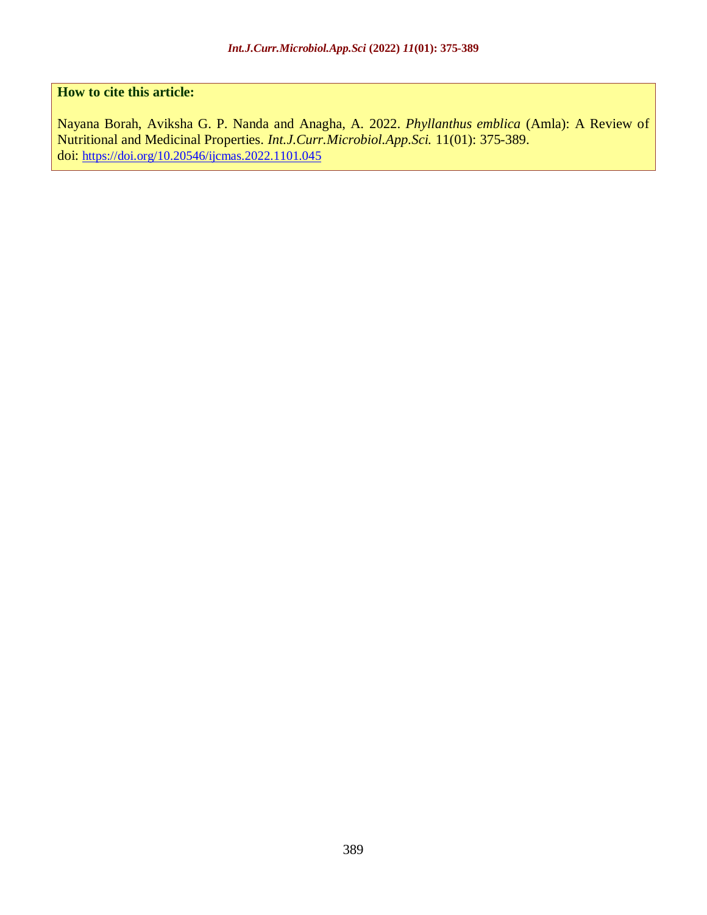**How to cite this article:**

Nayana Borah, Aviksha G. P. Nanda and Anagha, A. 2022. *Phyllanthus emblica* (Amla): A Review of Nutritional and Medicinal Properties. *Int.J.Curr.Microbiol.App.Sci.* 11(01): 375-389.
doi: https://doi.org/10.20546/ijcmas.2022.1101.045